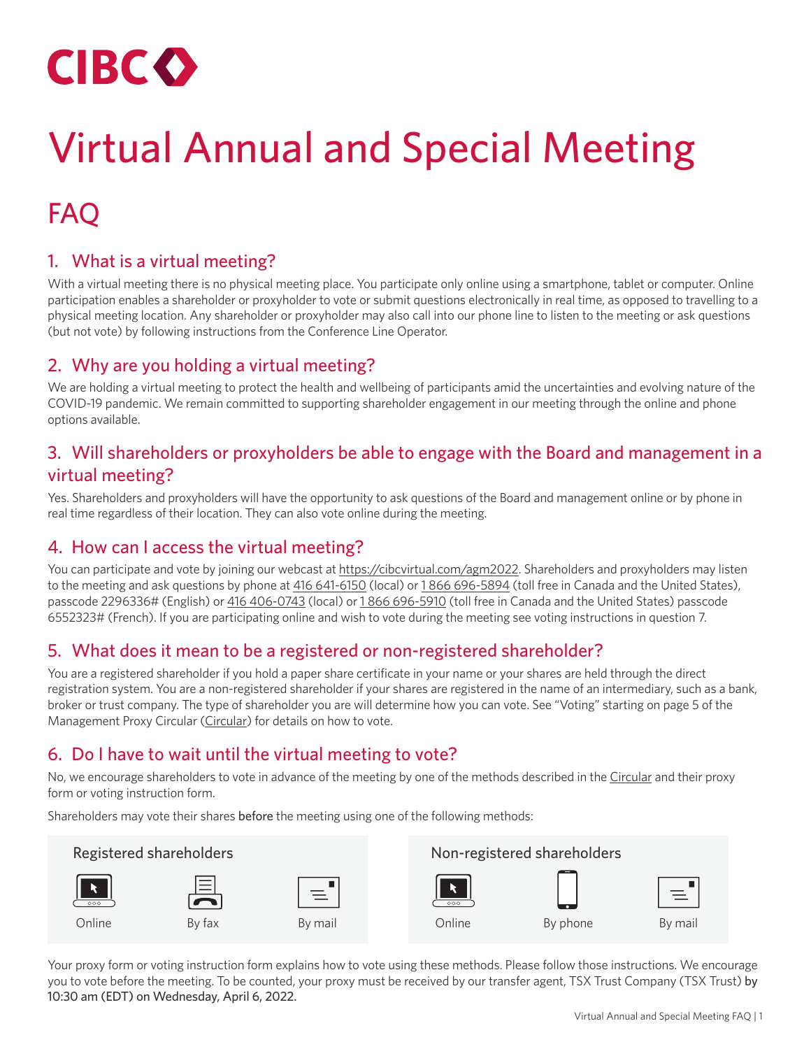CIBC

# Virtual Annual and Special Meeting

## FAQ

### 1. What is a virtual meeting?

With a virtual meeting there is no physical meeting place. You participate only online using a smartphone, tablet or computer. Online participation enables a shareholder or proxyholder to vote or submit questions electronically in real time, as opposed to travelling to a physical meeting location. Any shareholder or proxyholder may also call into our phone line to listen to the meeting or ask questions (but not vote) by following instructions from the Conference Line Operator.

### 2. Why are you holding a virtual meeting?

We are holding a virtual meeting to protect the health and wellbeing of participants amid the uncertainties and evolving nature of the COVID-19 pandemic. We remain committed to supporting shareholder engagement in our meeting through the online and phone options available.

### 3. Will shareholders or proxyholders be able to engage with the Board and management in a virtual meeting?

Yes. Shareholders and proxyholders will have the opportunity to ask questions of the Board and management online or by phone in real time regardless of their location. They can also vote online during the meeting.

### 4. How can I access the virtual meeting?

You can participate and vote by joining our webcast at https://cibcvirtual.com/agm2022. Shareholders and proxyholders may listen to the meeting and ask questions by phone at 416 641-6150 (local) or 1 866 696-5894 (toll free in Canada and the United States), passcode 2296336# (English) or 416 406-0743 (local) or 1 866 696-5910 (toll free in Canada and the United States) passcode 6552323# (French). If you are participating online and wish to vote during the meeting see voting instructions in question 7.

### 5. What does it mean to be a registered or non-registered shareholder?

You are a registered shareholder if you hold a paper share certificate in your name or your shares are held through the direct registration system. You are a non-registered shareholder if your shares are registered in the name of an intermediary, such as a bank, broker or trust company. The type of shareholder you are will determine how you can vote. See "Voting" starting on page 5 of the Management Proxy Circular (Circular) for details on how to vote.

### 6. Do I have to wait until the virtual meeting to vote?

No, we encourage shareholders to vote in advance of the meeting by one of the methods described in the Circular and their proxy form or voting instruction form.

Shareholders may vote their shares **before** the meeting using one of the following methods:

| Registered shareholders | Non-registered shareholders |
|---|---|
| Online | Online |
| By fax | By phone |
| By mail | By mail |

Your proxy form or voting instruction form explains how to vote using these methods. Please follow those instructions. We encourage you to vote before the meeting. To be counted, your proxy must be received by our transfer agent, TSX Trust Company (TSX Trust) **by 10:30 am (EDT) on Wednesday, April 6, 2022.**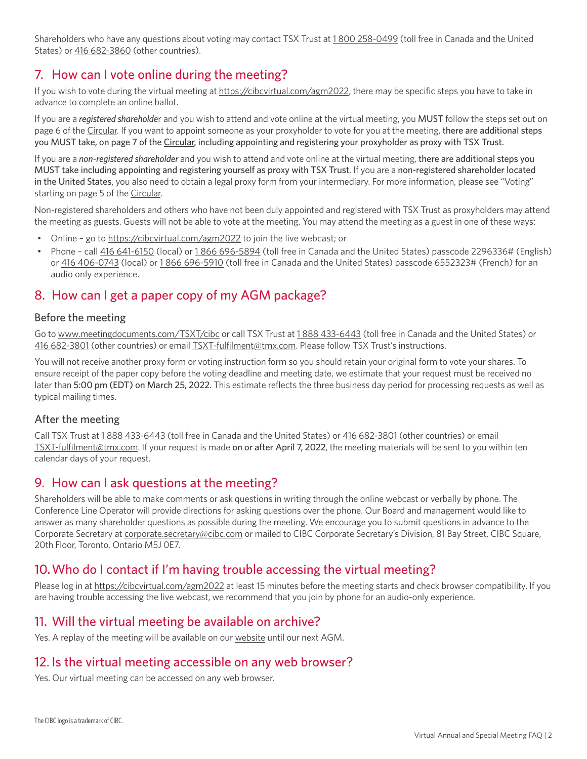Shareholders who have any questions about voting may contact TSX Trust at 1 800 258-0499 (toll free in Canada and the United States) or 416 682-3860 (other countries).

## 7. How can I vote online during the meeting?

If you wish to vote during the virtual meeting at https://cibcvirtual.com/agm2022, there may be specific steps you have to take in advance to complete an online ballot.

If you are a ***registered shareholde***r and you wish to attend and vote online at the virtual meeting, you **MUST** follow the steps set out on page 6 of the Circular. If you want to appoint someone as your proxyholder to vote for you at the meeting, **there are additional steps you MUST take, on page 7 of the Circular, including appointing and registering your proxyholder as proxy with TSX Trust.**

If you are a ***non-registered shareholder*** and you wish to attend and vote online at the virtual meeting, **there are additional steps you MUST take including appointing and registering yourself as proxy with TSX Trust**. If you are a **non-registered shareholder located in the United States**, you also need to obtain a legal proxy form from your intermediary. For more information, please see "Voting" starting on page 5 of the Circular.

Non-registered shareholders and others who have not been duly appointed and registered with TSX Trust as proxyholders may attend the meeting as guests. Guests will not be able to vote at the meeting. You may attend the meeting as a guest in one of these ways:

- Online – go to https://cibcvirtual.com/agm2022 to join the live webcast; or
- Phone – call 416 641-6150 (local) or 1 866 696-5894 (toll free in Canada and the United States) passcode 2296336# (English) or 416 406-0743 (local) or 1 866 696-5910 (toll free in Canada and the United States) passcode 6552323# (French) for an audio only experience.

## 8. How can I get a paper copy of my AGM package?

### Before the meeting

Go to www.meetingdocuments.com/TSXT/cibc or call TSX Trust at 1 888 433-6443 (toll free in Canada and the United States) or 416 682-3801 (other countries) or email TSXT-fulfilment@tmx.com. Please follow TSX Trust's instructions.

You will not receive another proxy form or voting instruction form so you should retain your original form to vote your shares. To ensure receipt of the paper copy before the voting deadline and meeting date, we estimate that your request must be received no later than **5:00 pm (EDT) on March 25, 2022**. This estimate reflects the three business day period for processing requests as well as typical mailing times.

### After the meeting

Call TSX Trust at 1 888 433-6443 (toll free in Canada and the United States) or 416 682-3801 (other countries) or email TSXT-fulfilment@tmx.com. If your request is made **on or after April 7, 2022**, the meeting materials will be sent to you within ten calendar days of your request.

## 9. How can I ask questions at the meeting?

Shareholders will be able to make comments or ask questions in writing through the online webcast or verbally by phone. The Conference Line Operator will provide directions for asking questions over the phone. Our Board and management would like to answer as many shareholder questions as possible during the meeting. We encourage you to submit questions in advance to the Corporate Secretary at corporate.secretary@cibc.com or mailed to CIBC Corporate Secretary's Division, 81 Bay Street, CIBC Square, 20th Floor, Toronto, Ontario M5J 0E7.

## 10. Who do I contact if I'm having trouble accessing the virtual meeting?

Please log in at https://cibcvirtual.com/agm2022 at least 15 minutes before the meeting starts and check browser compatibility. If you are having trouble accessing the live webcast, we recommend that you join by phone for an audio-only experience.

## 11. Will the virtual meeting be available on archive?

Yes. A replay of the meeting will be available on our website until our next AGM.

## 12. Is the virtual meeting accessible on any web browser?

Yes. Our virtual meeting can be accessed on any web browser.

The CIBC logo is a trademark of CIBC.